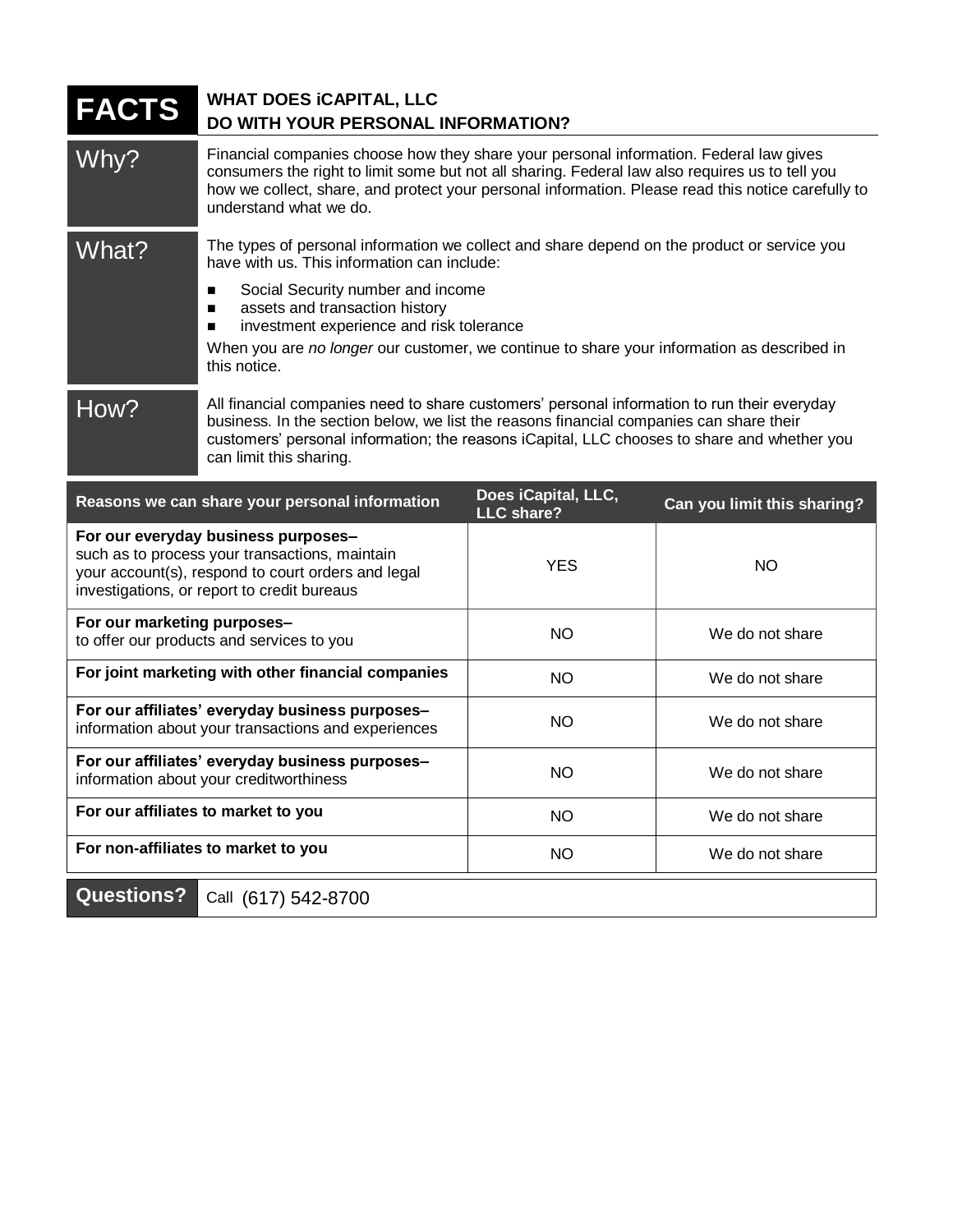# FACTS

## WHAT DOES iCAPITAL, LLC DO WITH YOUR PERSONAL INFORMATION?

| | |
|---|---|
| **Why?** | Financial companies choose how they share your personal information. Federal law gives consumers the right to limit some but not all sharing. Federal law also requires us to tell you how we collect, share, and protect your personal information. Please read this notice carefully to understand what we do. |
| **What?** | The types of personal information we collect and share depend on the product or service you have with us. This information can include:<br>■ Social Security number and income<br>■ assets and transaction history<br>■ investment experience and risk tolerance<br>When you are *no longer* our customer, we continue to share your information as described in this notice. |
| **How?** | All financial companies need to share customers' personal information to run their everyday business. In the section below, we list the reasons financial companies can share their customers' personal information; the reasons iCapital, LLC chooses to share and whether you can limit this sharing. |

| Reasons we can share your personal information | Does iCapital, LLC, LLC share? | Can you limit this sharing? |
|---|---|---|
| **For our everyday business purposes–** such as to process your transactions, maintain your account(s), respond to court orders and legal investigations, or report to credit bureaus | YES | NO |
| **For our marketing purposes–** to offer our products and services to you | NO | We do not share |
| **For joint marketing with other financial companies** | NO | We do not share |
| **For our affiliates' everyday business purposes–** information about your transactions and experiences | NO | We do not share |
| **For our affiliates' everyday business purposes–** information about your creditworthiness | NO | We do not share |
| **For our affiliates to market to you** | NO | We do not share |
| **For non-affiliates to market to you** | NO | We do not share |

| | |
|---|---|
| **Questions?** | Call (617) 542-8700 |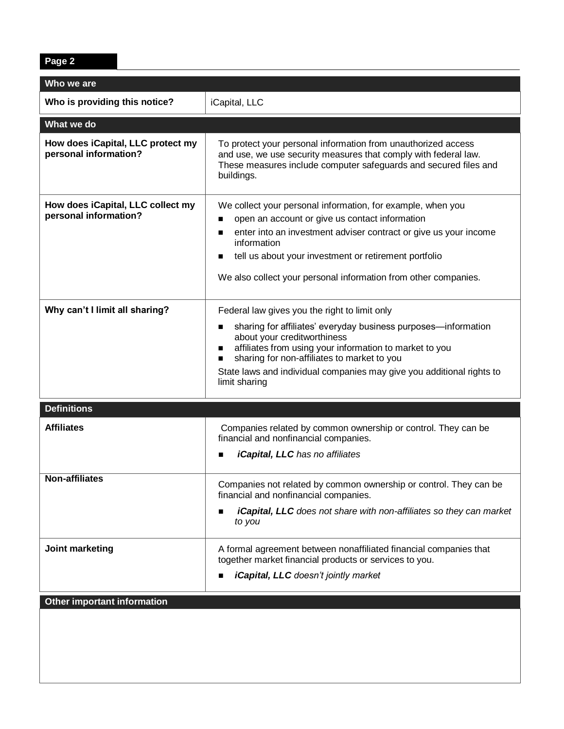| Who we are | |
|---|---|
| **Who is providing this notice?** | iCapital, LLC |

| What we do | |
|---|---|
| **How does iCapital, LLC protect my personal information?** | To protect your personal information from unauthorized access and use, we use security measures that comply with federal law. These measures include computer safeguards and secured files and buildings. |
| **How does iCapital, LLC collect my personal information?** | We collect your personal information, for example, when you<br>■ open an account or give us contact information<br>■ enter into an investment adviser contract or give us your income information<br>■ tell us about your investment or retirement portfolio<br><br>We also collect your personal information from other companies. |
| **Why can't I limit all sharing?** | Federal law gives you the right to limit only<br>■ sharing for affiliates' everyday business purposes—information about your creditworthiness<br>■ affiliates from using your information to market to you<br>■ sharing for non-affiliates to market to you<br><br>State laws and individual companies may give you additional rights to limit sharing |

| Definitions | |
|---|---|
| **Affiliates** | Companies related by common ownership or control. They can be financial and nonfinancial companies.<br>■ ***iCapital, LLC*** *has no affiliates* |
| **Non-affiliates** | Companies not related by common ownership or control. They can be financial and nonfinancial companies.<br>■ ***iCapital, LLC*** *does not share with non-affiliates so they can market to you* |
| **Joint marketing** | A formal agreement between nonaffiliated financial companies that together market financial products or services to you.<br>■ ***iCapital, LLC*** *doesn't jointly market* |

**Other important information**